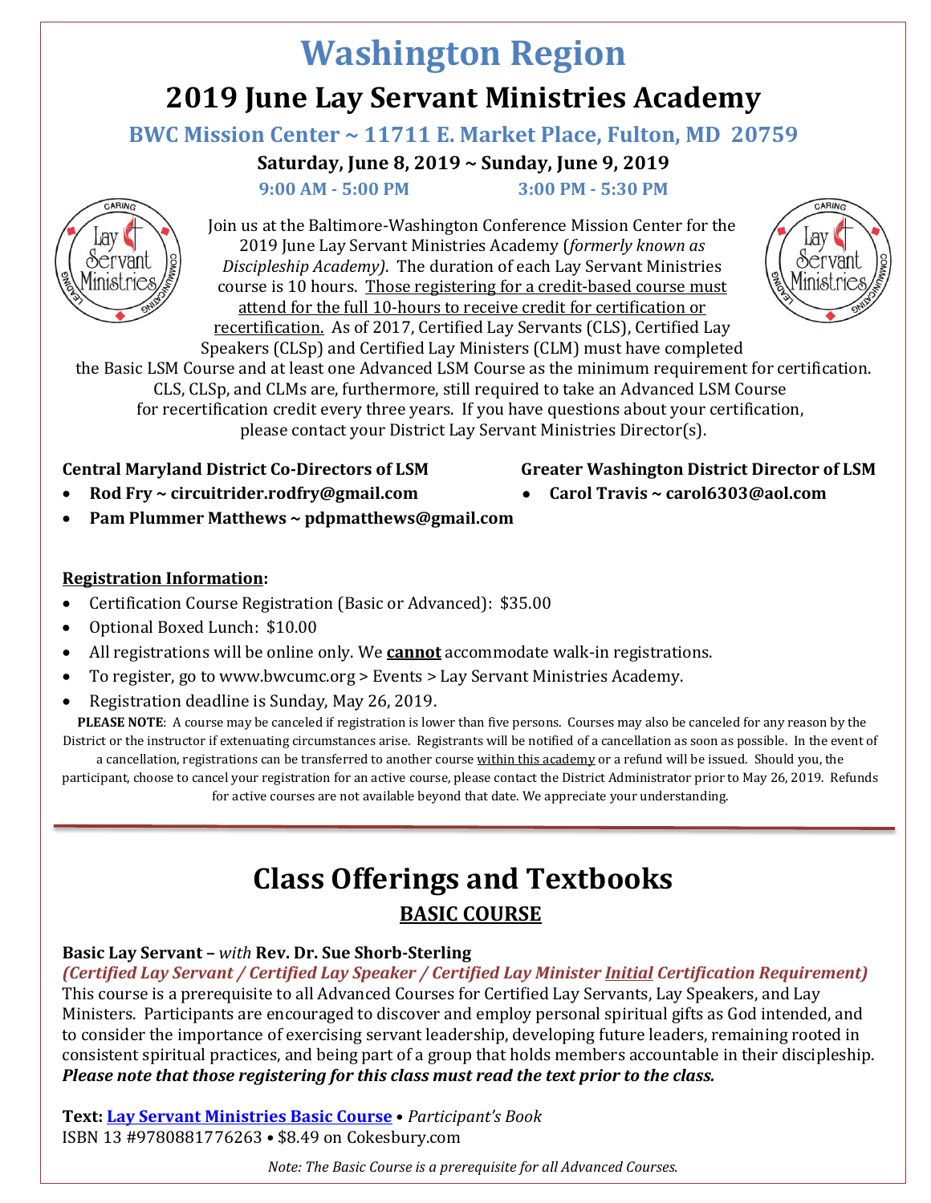# Washington Region

## 2019 June Lay Servant Ministries Academy

### BWC Mission Center ~ 11711 E. Market Place, Fulton, MD 20759

**Saturday, June 8, 2019 ~ Sunday, June 9, 2019**

**9:00 AM - 5:00 PM** **3:00 PM - 5:30 PM**

Join us at the Baltimore-Washington Conference Mission Center for the 2019 June Lay Servant Ministries Academy (*formerly known as Discipleship Academy)*. The duration of each Lay Servant Ministries course is 10 hours. Those registering for a credit-based course must attend for the full 10-hours to receive credit for certification or recertification. As of 2017, Certified Lay Servants (CLS), Certified Lay Speakers (CLSp) and Certified Lay Ministers (CLM) must have completed the Basic LSM Course and at least one Advanced LSM Course as the minimum requirement for certification. CLS, CLSp, and CLMs are, furthermore, still required to take an Advanced LSM Course for recertification credit every three years. If you have questions about your certification, please contact your District Lay Servant Ministries Director(s).

**Central Maryland District Co-Directors of LSM**

- **Rod Fry ~ circuitrider.rodfry@gmail.com**
- **Pam Plummer Matthews ~ pdpmatthews@gmail.com**

**Greater Washington District Director of LSM**

- **Carol Travis ~ carol6303@aol.com**

**Registration Information:**

- Certification Course Registration (Basic or Advanced): $35.00
- Optional Boxed Lunch: $10.00
- All registrations will be online only. We **cannot** accommodate walk-in registrations.
- To register, go to www.bwcumc.org > Events > Lay Servant Ministries Academy.
- Registration deadline is Sunday, May 26, 2019.

**PLEASE NOTE**: A course may be canceled if registration is lower than five persons. Courses may also be canceled for any reason by the District or the instructor if extenuating circumstances arise. Registrants will be notified of a cancellation as soon as possible. In the event of a cancellation, registrations can be transferred to another course within this academy or a refund will be issued. Should you, the participant, choose to cancel your registration for an active course, please contact the District Administrator prior to May 26, 2019. Refunds for active courses are not available beyond that date. We appreciate your understanding.

---

# Class Offerings and Textbooks

## BASIC COURSE

**Basic Lay Servant –** *with* **Rev. Dr. Sue Shorb-Sterling**

***(Certified Lay Servant / Certified Lay Speaker / Certified Lay Minister Initial Certification Requirement)***

This course is a prerequisite to all Advanced Courses for Certified Lay Servants, Lay Speakers, and Lay Ministers. Participants are encouraged to discover and employ personal spiritual gifts as God intended, and to consider the importance of exercising servant leadership, developing future leaders, remaining rooted in consistent spiritual practices, and being part of a group that holds members accountable in their discipleship. ***Please note that those registering for this class must read the text prior to the class.***

**Text: Lay Servant Ministries Basic Course** • *Participant's Book*
ISBN 13 #9780881776263 • $8.49 on Cokesbury.com

*Note: The Basic Course is a prerequisite for all Advanced Courses.*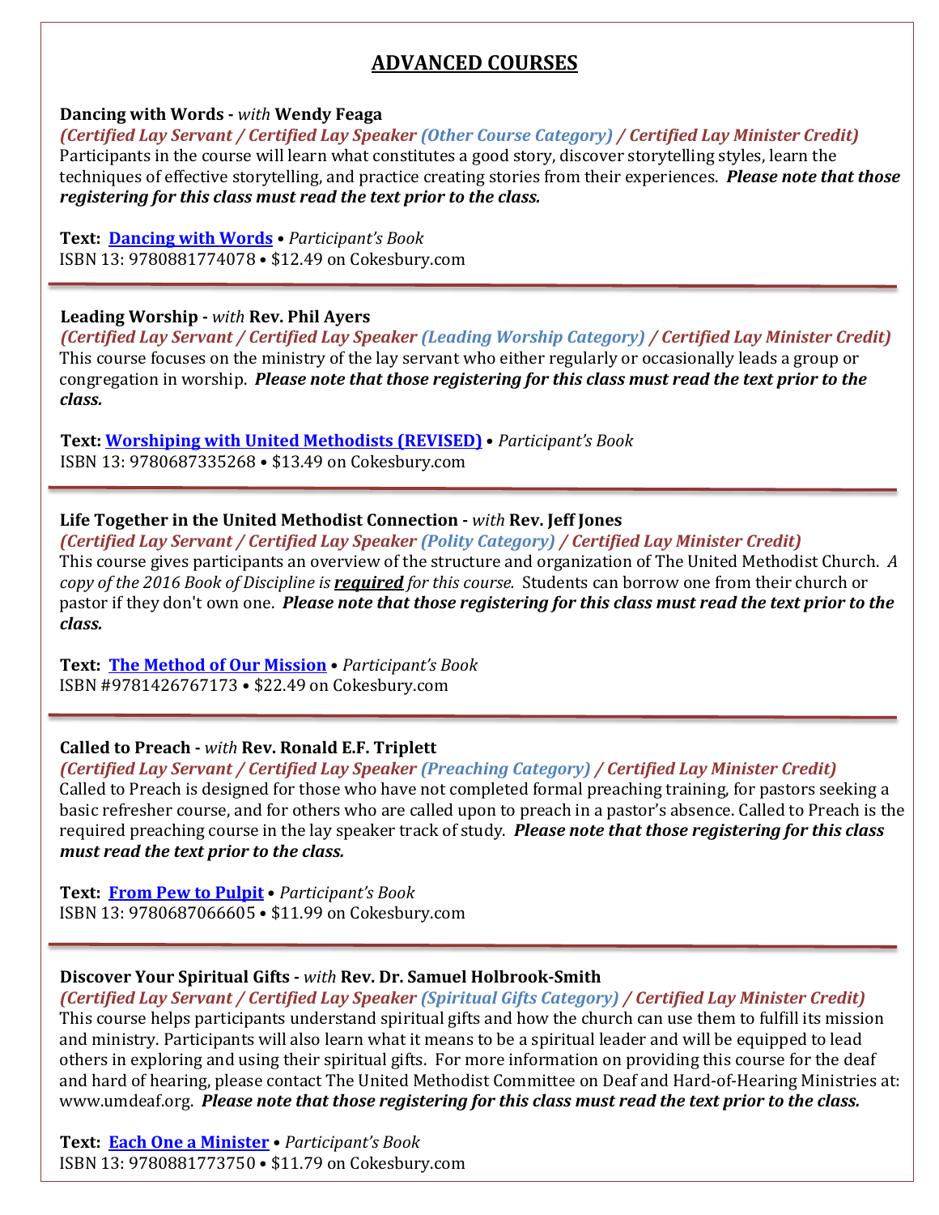# ADVANCED COURSES

**Dancing with Words -** *with* **Wendy Feaga**

***(Certified Lay Servant / Certified Lay Speaker (Other Course Category) / Certified Lay Minister Credit)***

Participants in the course will learn what constitutes a good story, discover storytelling styles, learn the techniques of effective storytelling, and practice creating stories from their experiences. ***Please note that those registering for this class must read the text prior to the class.***

**Text: Dancing with Words** • *Participant's Book*
ISBN 13: 9780881774078 • $12.49 on Cokesbury.com

---

**Leading Worship -** *with* **Rev. Phil Ayers**

***(Certified Lay Servant / Certified Lay Speaker (Leading Worship Category) / Certified Lay Minister Credit)***

This course focuses on the ministry of the lay servant who either regularly or occasionally leads a group or congregation in worship. ***Please note that those registering for this class must read the text prior to the class.***

**Text: Worshiping with United Methodists (REVISED)** • *Participant's Book*
ISBN 13: 9780687335268 • $13.49 on Cokesbury.com

---

**Life Together in the United Methodist Connection -** *with* **Rev. Jeff Jones**

***(Certified Lay Servant / Certified Lay Speaker (Polity Category) / Certified Lay Minister Credit)***

This course gives participants an overview of the structure and organization of The United Methodist Church. *A copy of the 2016 Book of Discipline is* ***required*** *for this course.* Students can borrow one from their church or pastor if they don't own one. ***Please note that those registering for this class must read the text prior to the class.***

**Text: The Method of Our Mission** • *Participant's Book*
ISBN #9781426767173 • $22.49 on Cokesbury.com

---

**Called to Preach -** *with* **Rev. Ronald E.F. Triplett**

***(Certified Lay Servant / Certified Lay Speaker (Preaching Category) / Certified Lay Minister Credit)***

Called to Preach is designed for those who have not completed formal preaching training, for pastors seeking a basic refresher course, and for others who are called upon to preach in a pastor's absence. Called to Preach is the required preaching course in the lay speaker track of study. ***Please note that those registering for this class must read the text prior to the class.***

**Text: From Pew to Pulpit** • *Participant's Book*
ISBN 13: 9780687066605 • $11.99 on Cokesbury.com

---

**Discover Your Spiritual Gifts -** *with* **Rev. Dr. Samuel Holbrook-Smith**

***(Certified Lay Servant / Certified Lay Speaker (Spiritual Gifts Category) / Certified Lay Minister Credit)***

This course helps participants understand spiritual gifts and how the church can use them to fulfill its mission and ministry. Participants will also learn what it means to be a spiritual leader and will be equipped to lead others in exploring and using their spiritual gifts. For more information on providing this course for the deaf and hard of hearing, please contact The United Methodist Committee on Deaf and Hard-of-Hearing Ministries at: www.umdeaf.org. ***Please note that those registering for this class must read the text prior to the class.***

**Text: Each One a Minister** • *Participant's Book*
ISBN 13: 9780881773750 • $11.79 on Cokesbury.com